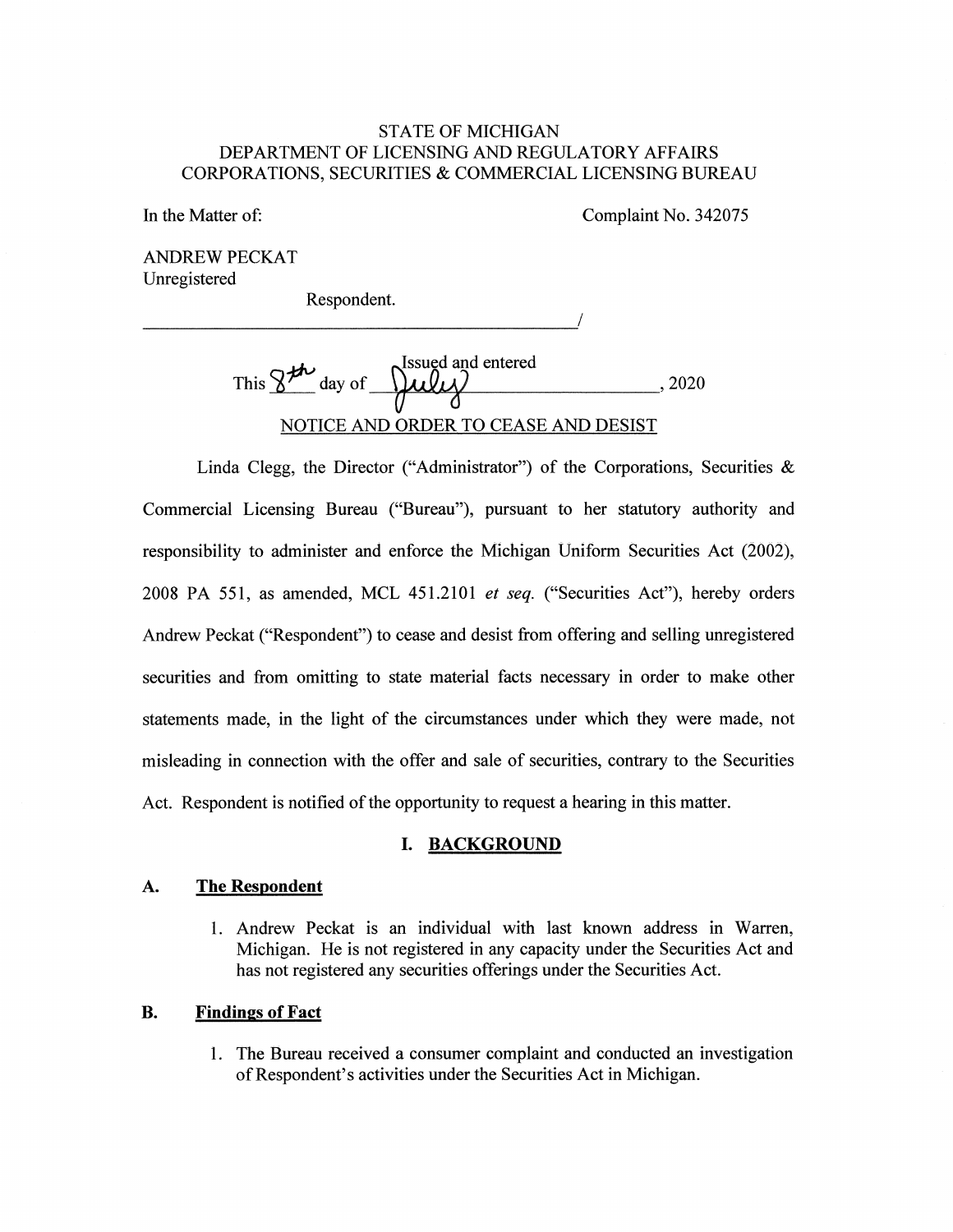STATE OF MICHIGAN
DEPARTMENT OF LICENSING AND REGULATORY AFFAIRS
CORPORATIONS, SECURITIES & COMMERCIAL LICENSING BUREAU

In the Matter of: Complaint No. 342075

ANDREW PECKAT
Unregistered

Respondent.

_______________________________________________/

Issued and entered
This 8th day of July, 2020

NOTICE AND ORDER TO CEASE AND DESIST

Linda Clegg, the Director ("Administrator") of the Corporations, Securities & Commercial Licensing Bureau ("Bureau"), pursuant to her statutory authority and responsibility to administer and enforce the Michigan Uniform Securities Act (2002), 2008 PA 551, as amended, MCL 451.2101 *et seq.* ("Securities Act"), hereby orders Andrew Peckat ("Respondent") to cease and desist from offering and selling unregistered securities and from omitting to state material facts necessary in order to make other statements made, in the light of the circumstances under which they were made, not misleading in connection with the offer and sale of securities, contrary to the Securities Act. Respondent is notified of the opportunity to request a hearing in this matter.

## I. BACKGROUND

### A. The Respondent

1. Andrew Peckat is an individual with last known address in Warren, Michigan. He is not registered in any capacity under the Securities Act and has not registered any securities offerings under the Securities Act.

### B. Findings of Fact

1. The Bureau received a consumer complaint and conducted an investigation of Respondent's activities under the Securities Act in Michigan.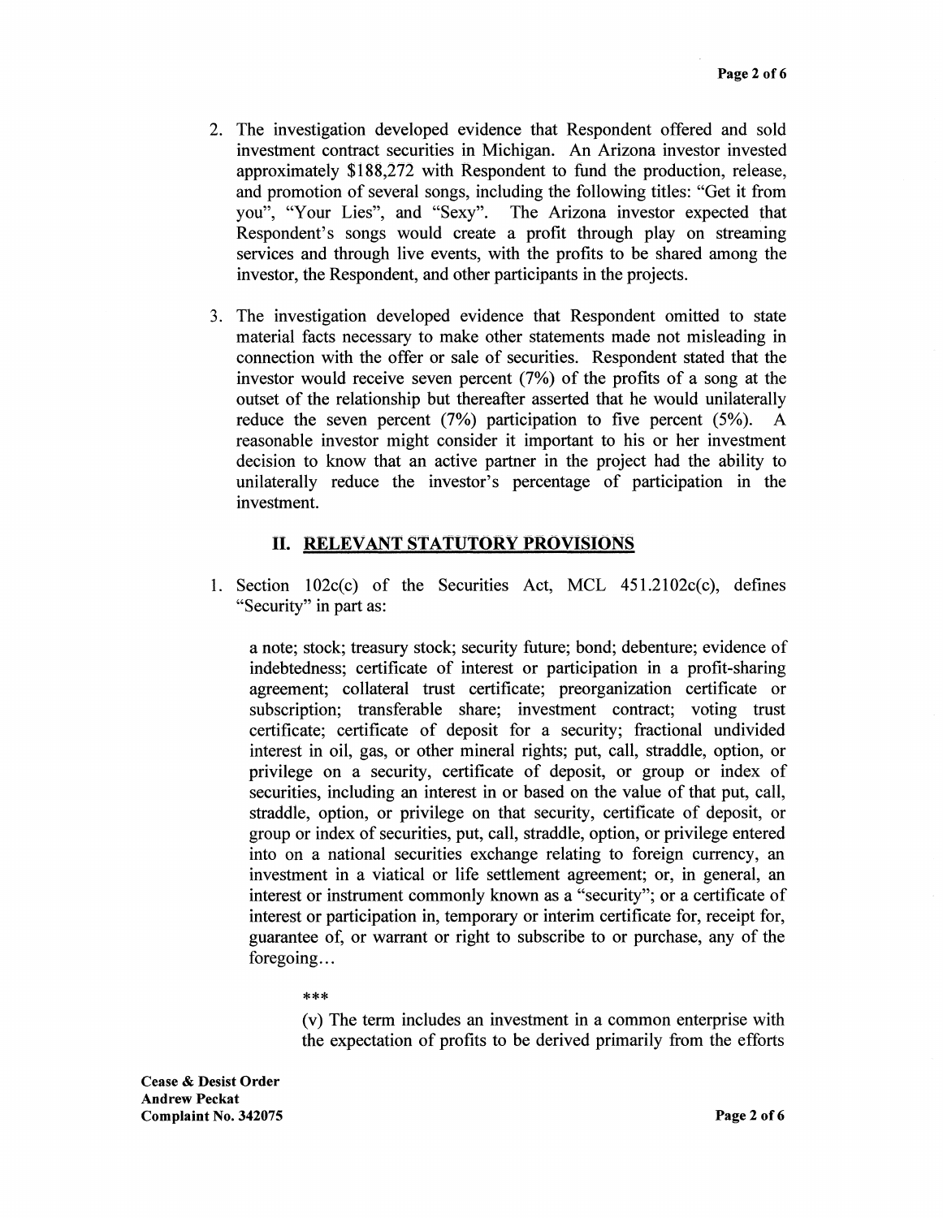2. The investigation developed evidence that Respondent offered and sold investment contract securities in Michigan. An Arizona investor invested approximately $188,272 with Respondent to fund the production, release, and promotion of several songs, including the following titles: "Get it from you", "Your Lies", and "Sexy". The Arizona investor expected that Respondent's songs would create a profit through play on streaming services and through live events, with the profits to be shared among the investor, the Respondent, and other participants in the projects.

3. The investigation developed evidence that Respondent omitted to state material facts necessary to make other statements made not misleading in connection with the offer or sale of securities. Respondent stated that the investor would receive seven percent (7%) of the profits of a song at the outset of the relationship but thereafter asserted that he would unilaterally reduce the seven percent (7%) participation to five percent (5%). A reasonable investor might consider it important to his or her investment decision to know that an active partner in the project had the ability to unilaterally reduce the investor's percentage of participation in the investment.

## II. RELEVANT STATUTORY PROVISIONS

1. Section 102c(c) of the Securities Act, MCL 451.2102c(c), defines "Security" in part as:

   a note; stock; treasury stock; security future; bond; debenture; evidence of indebtedness; certificate of interest or participation in a profit-sharing agreement; collateral trust certificate; preorganization certificate or subscription; transferable share; investment contract; voting trust certificate; certificate of deposit for a security; fractional undivided interest in oil, gas, or other mineral rights; put, call, straddle, option, or privilege on a security, certificate of deposit, or group or index of securities, including an interest in or based on the value of that put, call, straddle, option, or privilege on that security, certificate of deposit, or group or index of securities, put, call, straddle, option, or privilege entered into on a national securities exchange relating to foreign currency, an investment in a viatical or life settlement agreement; or, in general, an interest or instrument commonly known as a "security"; or a certificate of interest or participation in, temporary or interim certificate for, receipt for, guarantee of, or warrant or right to subscribe to or purchase, any of the foregoing...

   ***

   (v) The term includes an investment in a common enterprise with the expectation of profits to be derived primarily from the efforts

**Cease & Desist Order**
**Andrew Peckat**
**Complaint No. 342075**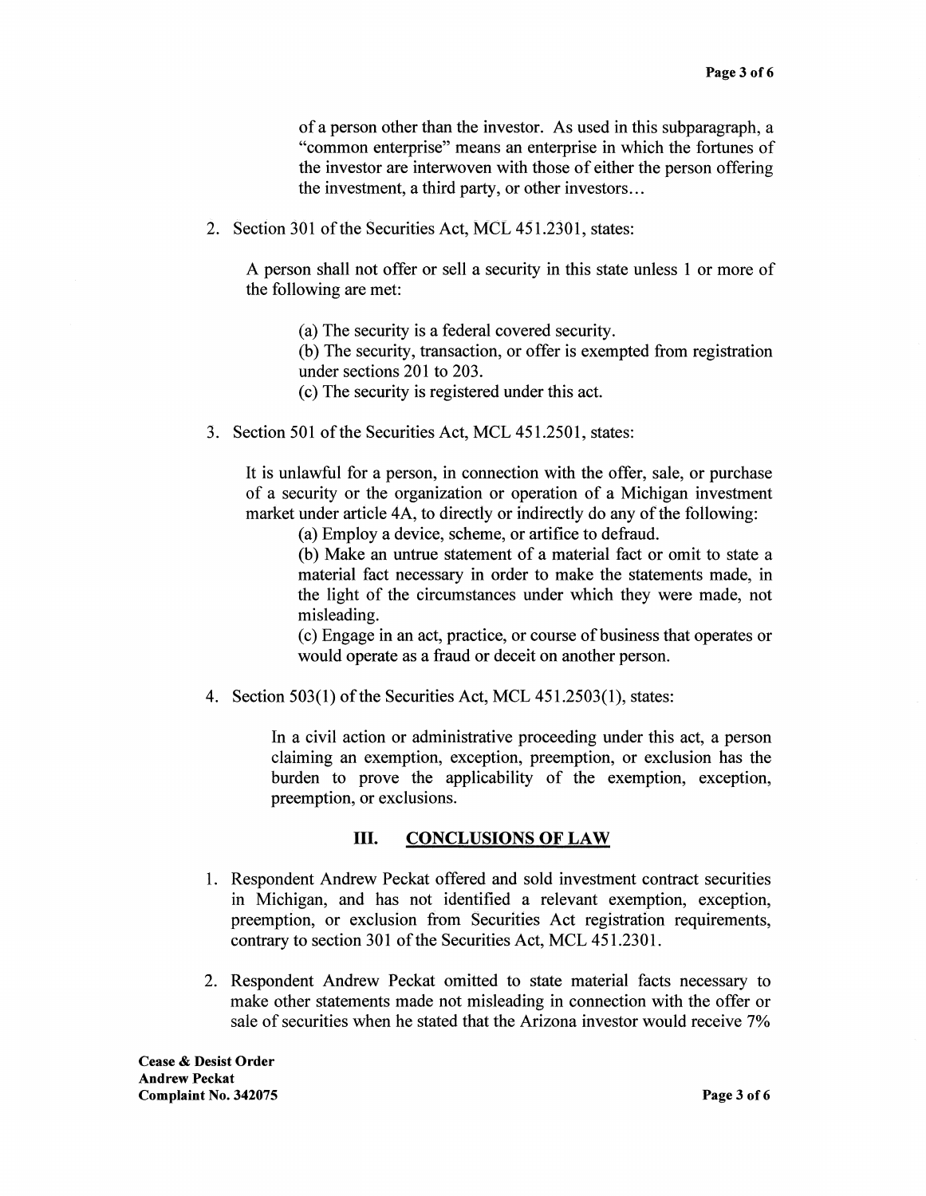of a person other than the investor. As used in this subparagraph, a "common enterprise" means an enterprise in which the fortunes of the investor are interwoven with those of either the person offering the investment, a third party, or other investors…

2. Section 301 of the Securities Act, MCL 451.2301, states:

   A person shall not offer or sell a security in this state unless 1 or more of the following are met:

   (a) The security is a federal covered security.
   (b) The security, transaction, or offer is exempted from registration under sections 201 to 203.
   (c) The security is registered under this act.

3. Section 501 of the Securities Act, MCL 451.2501, states:

   It is unlawful for a person, in connection with the offer, sale, or purchase of a security or the organization or operation of a Michigan investment market under article 4A, to directly or indirectly do any of the following:

   (a) Employ a device, scheme, or artifice to defraud.
   (b) Make an untrue statement of a material fact or omit to state a material fact necessary in order to make the statements made, in the light of the circumstances under which they were made, not misleading.
   (c) Engage in an act, practice, or course of business that operates or would operate as a fraud or deceit on another person.

4. Section 503(1) of the Securities Act, MCL 451.2503(1), states:

   In a civil action or administrative proceeding under this act, a person claiming an exemption, exception, preemption, or exclusion has the burden to prove the applicability of the exemption, exception, preemption, or exclusions.

## III. CONCLUSIONS OF LAW

1. Respondent Andrew Peckat offered and sold investment contract securities in Michigan, and has not identified a relevant exemption, exception, preemption, or exclusion from Securities Act registration requirements, contrary to section 301 of the Securities Act, MCL 451.2301.

2. Respondent Andrew Peckat omitted to state material facts necessary to make other statements made not misleading in connection with the offer or sale of securities when he stated that the Arizona investor would receive 7%

**Cease & Desist Order**
**Andrew Peckat**
**Complaint No. 342075**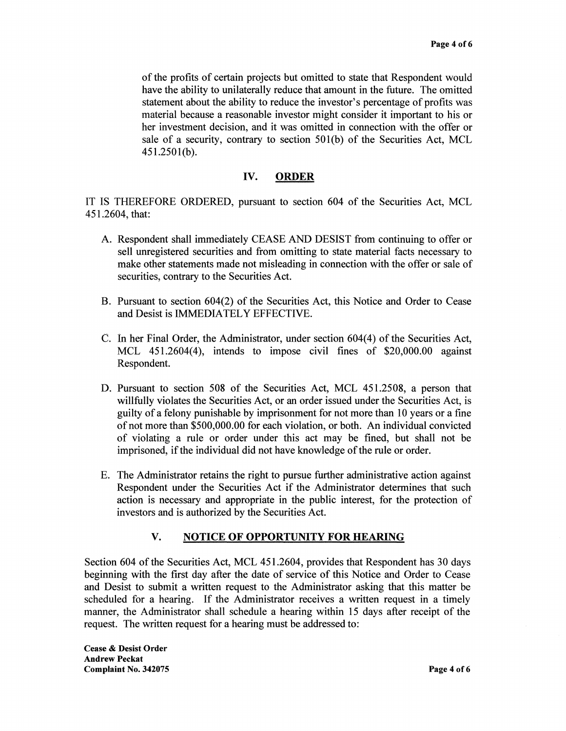of the profits of certain projects but omitted to state that Respondent would have the ability to unilaterally reduce that amount in the future. The omitted statement about the ability to reduce the investor's percentage of profits was material because a reasonable investor might consider it important to his or her investment decision, and it was omitted in connection with the offer or sale of a security, contrary to section 501(b) of the Securities Act, MCL 451.2501(b).

## IV. ORDER

IT IS THEREFORE ORDERED, pursuant to section 604 of the Securities Act, MCL 451.2604, that:

A. Respondent shall immediately CEASE AND DESIST from continuing to offer or sell unregistered securities and from omitting to state material facts necessary to make other statements made not misleading in connection with the offer or sale of securities, contrary to the Securities Act.

B. Pursuant to section 604(2) of the Securities Act, this Notice and Order to Cease and Desist is IMMEDIATELY EFFECTIVE.

C. In her Final Order, the Administrator, under section 604(4) of the Securities Act, MCL 451.2604(4), intends to impose civil fines of $20,000.00 against Respondent.

D. Pursuant to section 508 of the Securities Act, MCL 451.2508, a person that willfully violates the Securities Act, or an order issued under the Securities Act, is guilty of a felony punishable by imprisonment for not more than 10 years or a fine of not more than $500,000.00 for each violation, or both. An individual convicted of violating a rule or order under this act may be fined, but shall not be imprisoned, if the individual did not have knowledge of the rule or order.

E. The Administrator retains the right to pursue further administrative action against Respondent under the Securities Act if the Administrator determines that such action is necessary and appropriate in the public interest, for the protection of investors and is authorized by the Securities Act.

## V. NOTICE OF OPPORTUNITY FOR HEARING

Section 604 of the Securities Act, MCL 451.2604, provides that Respondent has 30 days beginning with the first day after the date of service of this Notice and Order to Cease and Desist to submit a written request to the Administrator asking that this matter be scheduled for a hearing. If the Administrator receives a written request in a timely manner, the Administrator shall schedule a hearing within 15 days after receipt of the request. The written request for a hearing must be addressed to:

**Cease & Desist Order**
**Andrew Peckat**
**Complaint No. 342075**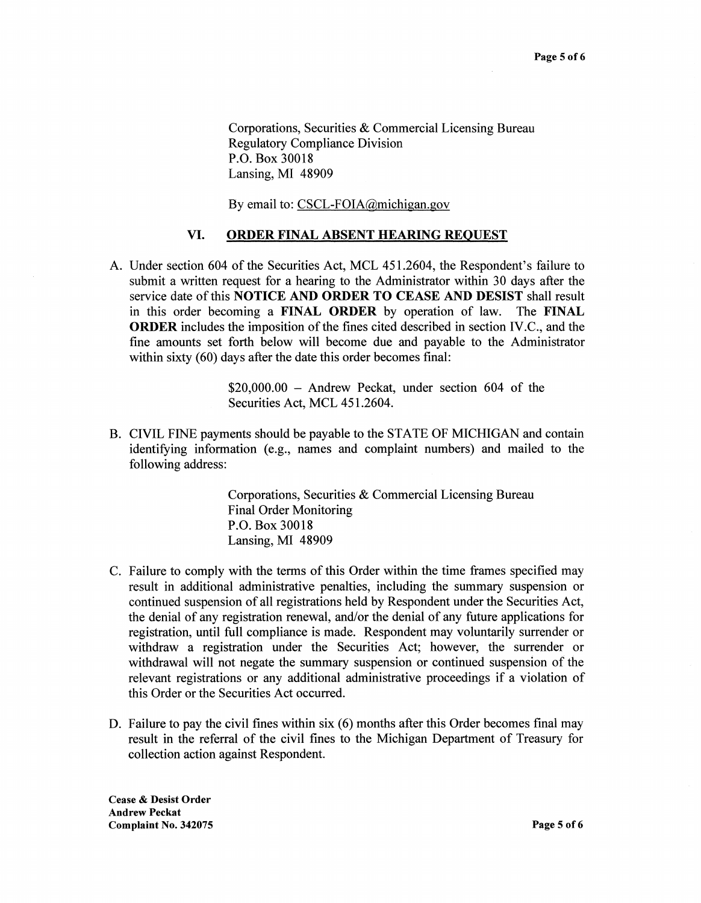Corporations, Securities & Commercial Licensing Bureau
Regulatory Compliance Division
P.O. Box 30018
Lansing, MI 48909

By email to: CSCL-FOIA@michigan.gov

## VI. ORDER FINAL ABSENT HEARING REQUEST

A. Under section 604 of the Securities Act, MCL 451.2604, the Respondent's failure to submit a written request for a hearing to the Administrator within 30 days after the service date of this **NOTICE AND ORDER TO CEASE AND DESIST** shall result in this order becoming a **FINAL ORDER** by operation of law. The **FINAL ORDER** includes the imposition of the fines cited described in section IV.C., and the fine amounts set forth below will become due and payable to the Administrator within sixty (60) days after the date this order becomes final:

> $20,000.00 – Andrew Peckat, under section 604 of the Securities Act, MCL 451.2604.

B. CIVIL FINE payments should be payable to the STATE OF MICHIGAN and contain identifying information (e.g., names and complaint numbers) and mailed to the following address:

> Corporations, Securities & Commercial Licensing Bureau
> Final Order Monitoring
> P.O. Box 30018
> Lansing, MI 48909

C. Failure to comply with the terms of this Order within the time frames specified may result in additional administrative penalties, including the summary suspension or continued suspension of all registrations held by Respondent under the Securities Act, the denial of any registration renewal, and/or the denial of any future applications for registration, until full compliance is made. Respondent may voluntarily surrender or withdraw a registration under the Securities Act; however, the surrender or withdrawal will not negate the summary suspension or continued suspension of the relevant registrations or any additional administrative proceedings if a violation of this Order or the Securities Act occurred.

D. Failure to pay the civil fines within six (6) months after this Order becomes final may result in the referral of the civil fines to the Michigan Department of Treasury for collection action against Respondent.

**Cease & Desist Order**
**Andrew Peckat**
**Complaint No. 342075**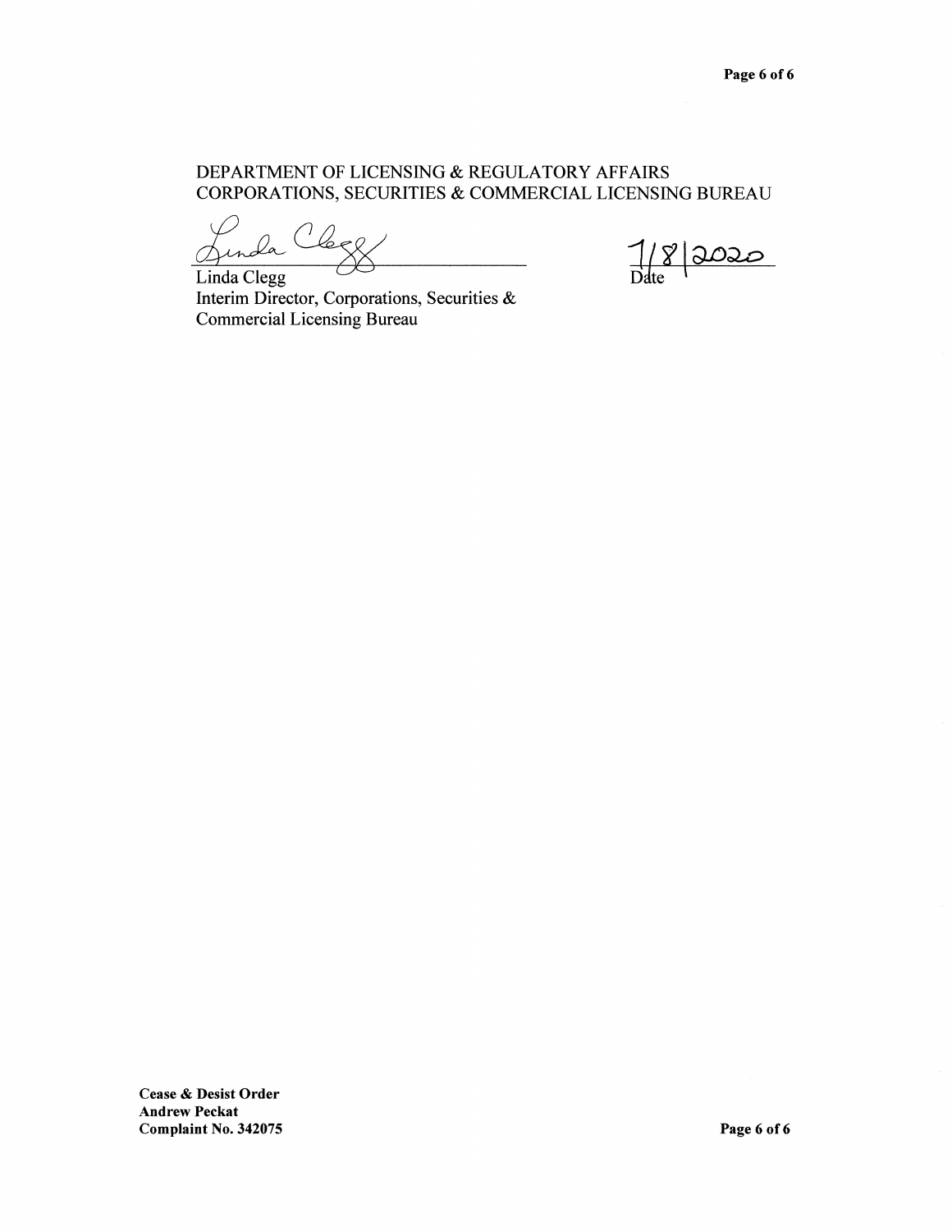DEPARTMENT OF LICENSING & REGULATORY AFFAIRS
CORPORATIONS, SECURITIES & COMMERCIAL LICENSING BUREAU

Linda Clegg
Interim Director, Corporations, Securities &
Commercial Licensing Bureau

7/8/2020
Date